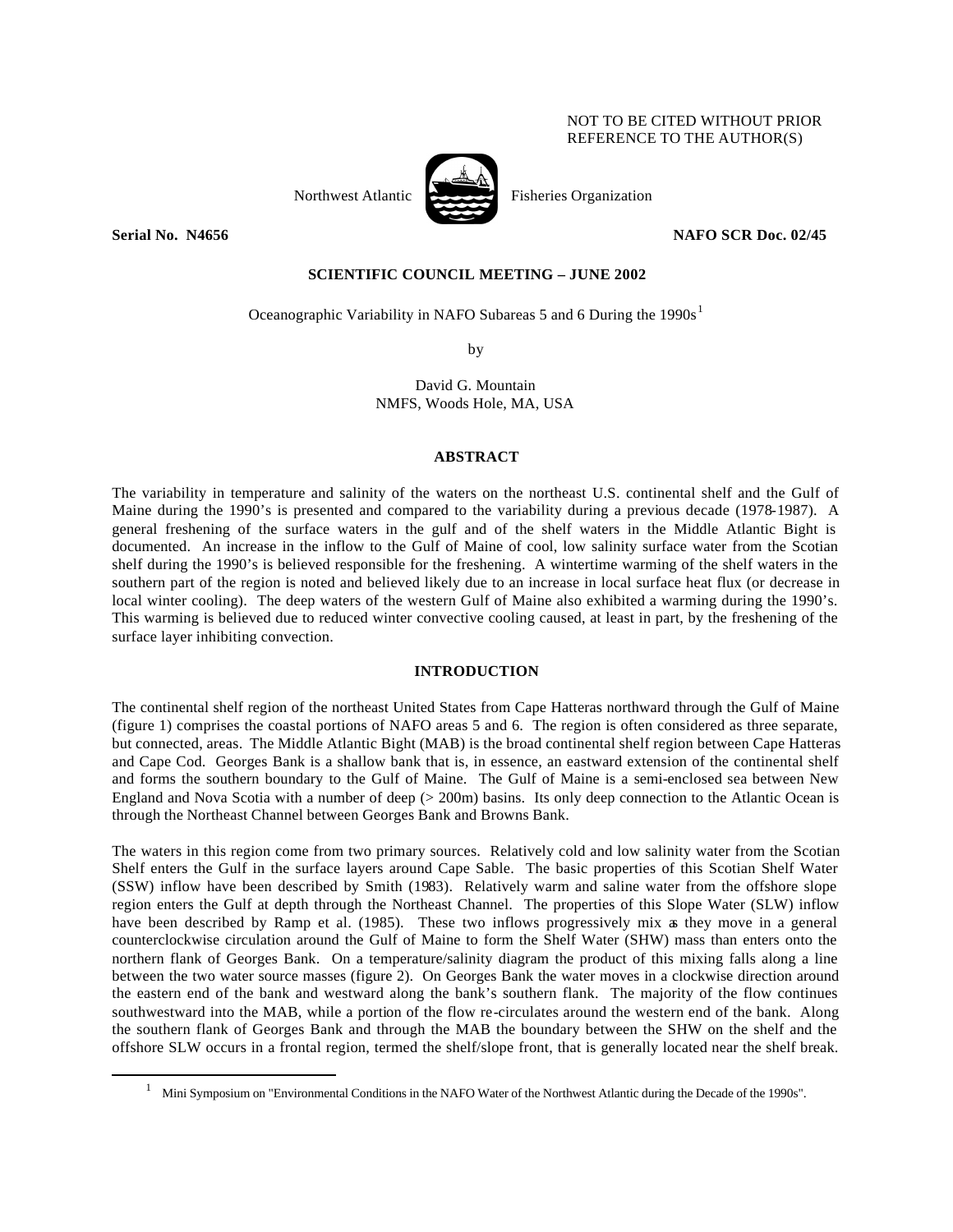NOT TO BE CITED WITHOUT PRIOR
REFERENCE TO THE AUTHOR(S)

Northwest Atlantic Fisheries Organization

**Serial No. N4656** **NAFO SCR Doc. 02/45**

**SCIENTIFIC COUNCIL MEETING – JUNE 2002**

# Oceanographic Variability in NAFO Subareas 5 and 6 During the 1990s[1]

by

David G. Mountain
NMFS, Woods Hole, MA, USA

## ABSTRACT

The variability in temperature and salinity of the waters on the northeast U.S. continental shelf and the Gulf of Maine during the 1990's is presented and compared to the variability during a previous decade (1978-1987). A general freshening of the surface waters in the gulf and of the shelf waters in the Middle Atlantic Bight is documented. An increase in the inflow to the Gulf of Maine of cool, low salinity surface water from the Scotian shelf during the 1990's is believed responsible for the freshening. A wintertime warming of the shelf waters in the southern part of the region is noted and believed likely due to an increase in local surface heat flux (or decrease in local winter cooling). The deep waters of the western Gulf of Maine also exhibited a warming during the 1990's. This warming is believed due to reduced winter convective cooling caused, at least in part, by the freshening of the surface layer inhibiting convection.

## INTRODUCTION

The continental shelf region of the northeast United States from Cape Hatteras northward through the Gulf of Maine (figure 1) comprises the coastal portions of NAFO areas 5 and 6. The region is often considered as three separate, but connected, areas. The Middle Atlantic Bight (MAB) is the broad continental shelf region between Cape Hatteras and Cape Cod. Georges Bank is a shallow bank that is, in essence, an eastward extension of the continental shelf and forms the southern boundary to the Gulf of Maine. The Gulf of Maine is a semi-enclosed sea between New England and Nova Scotia with a number of deep (> 200m) basins. Its only deep connection to the Atlantic Ocean is through the Northeast Channel between Georges Bank and Browns Bank.

The waters in this region come from two primary sources. Relatively cold and low salinity water from the Scotian Shelf enters the Gulf in the surface layers around Cape Sable. The basic properties of this Scotian Shelf Water (SSW) inflow have been described by Smith (1983). Relatively warm and saline water from the offshore slope region enters the Gulf at depth through the Northeast Channel. The properties of this Slope Water (SLW) inflow have been described by Ramp et al. (1985). These two inflows progressively mix as they move in a general counterclockwise circulation around the Gulf of Maine to form the Shelf Water (SHW) mass than enters onto the northern flank of Georges Bank. On a temperature/salinity diagram the product of this mixing falls along a line between the two water source masses (figure 2). On Georges Bank the water moves in a clockwise direction around the eastern end of the bank and westward along the bank's southern flank. The majority of the flow continues southwestward into the MAB, while a portion of the flow re-circulates around the western end of the bank. Along the southern flank of Georges Bank and through the MAB the boundary between the SHW on the shelf and the offshore SLW occurs in a frontal region, termed the shelf/slope front, that is generally located near the shelf break.

[1] Mini Symposium on "Environmental Conditions in the NAFO Water of the Northwest Atlantic during the Decade of the 1990s".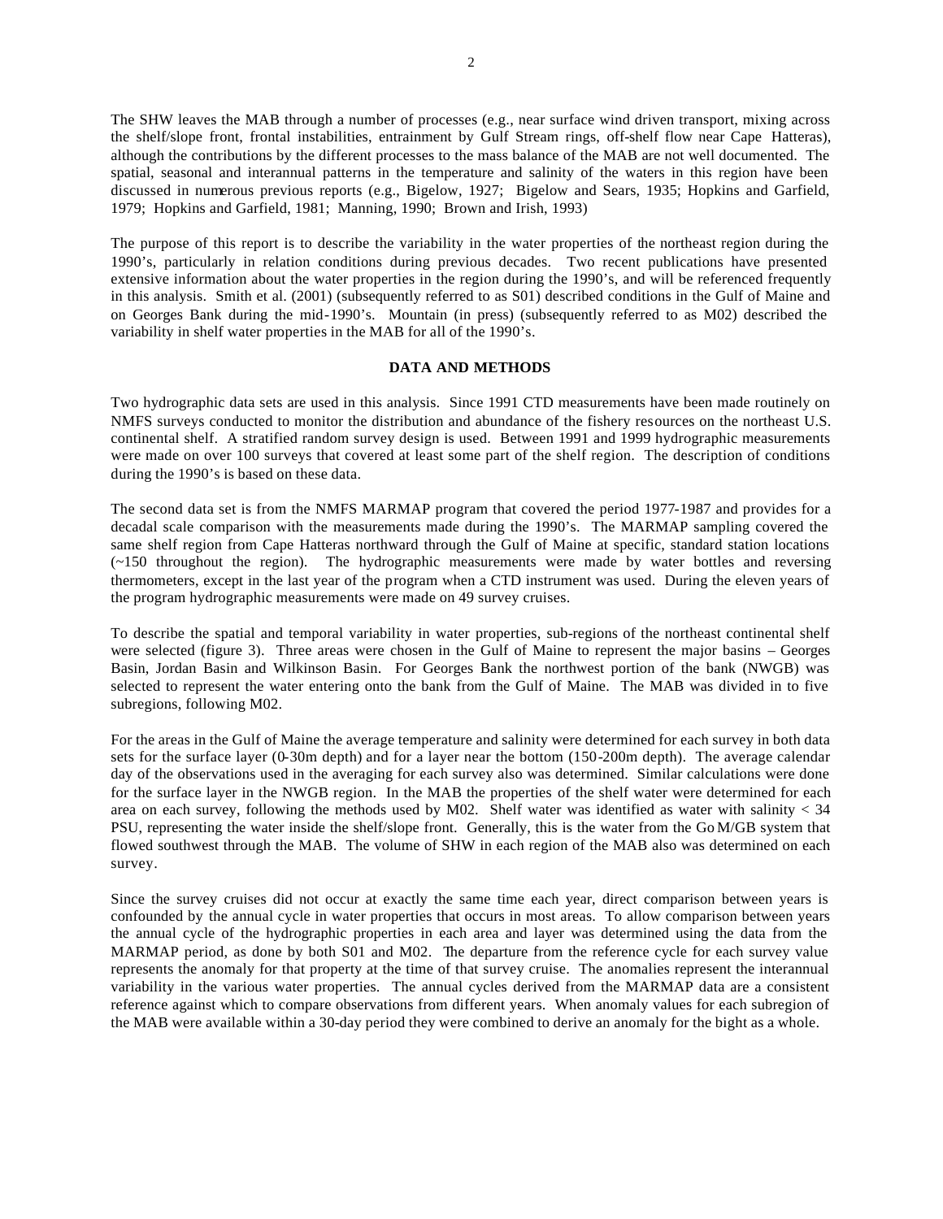The SHW leaves the MAB through a number of processes (e.g., near surface wind driven transport, mixing across the shelf/slope front, frontal instabilities, entrainment by Gulf Stream rings, off-shelf flow near Cape Hatteras), although the contributions by the different processes to the mass balance of the MAB are not well documented. The spatial, seasonal and interannual patterns in the temperature and salinity of the waters in this region have been discussed in numerous previous reports (e.g., Bigelow, 1927; Bigelow and Sears, 1935; Hopkins and Garfield, 1979; Hopkins and Garfield, 1981; Manning, 1990; Brown and Irish, 1993)

The purpose of this report is to describe the variability in the water properties of the northeast region during the 1990's, particularly in relation conditions during previous decades. Two recent publications have presented extensive information about the water properties in the region during the 1990's, and will be referenced frequently in this analysis. Smith et al. (2001) (subsequently referred to as S01) described conditions in the Gulf of Maine and on Georges Bank during the mid-1990's. Mountain (in press) (subsequently referred to as M02) described the variability in shelf water properties in the MAB for all of the 1990's.

## DATA AND METHODS

Two hydrographic data sets are used in this analysis. Since 1991 CTD measurements have been made routinely on NMFS surveys conducted to monitor the distribution and abundance of the fishery resources on the northeast U.S. continental shelf. A stratified random survey design is used. Between 1991 and 1999 hydrographic measurements were made on over 100 surveys that covered at least some part of the shelf region. The description of conditions during the 1990's is based on these data.

The second data set is from the NMFS MARMAP program that covered the period 1977-1987 and provides for a decadal scale comparison with the measurements made during the 1990's. The MARMAP sampling covered the same shelf region from Cape Hatteras northward through the Gulf of Maine at specific, standard station locations (~150 throughout the region). The hydrographic measurements were made by water bottles and reversing thermometers, except in the last year of the program when a CTD instrument was used. During the eleven years of the program hydrographic measurements were made on 49 survey cruises.

To describe the spatial and temporal variability in water properties, sub-regions of the northeast continental shelf were selected (figure 3). Three areas were chosen in the Gulf of Maine to represent the major basins – Georges Basin, Jordan Basin and Wilkinson Basin. For Georges Bank the northwest portion of the bank (NWGB) was selected to represent the water entering onto the bank from the Gulf of Maine. The MAB was divided in to five subregions, following M02.

For the areas in the Gulf of Maine the average temperature and salinity were determined for each survey in both data sets for the surface layer (0-30m depth) and for a layer near the bottom (150-200m depth). The average calendar day of the observations used in the averaging for each survey also was determined. Similar calculations were done for the surface layer in the NWGB region. In the MAB the properties of the shelf water were determined for each area on each survey, following the methods used by M02. Shelf water was identified as water with salinity < 34 PSU, representing the water inside the shelf/slope front. Generally, this is the water from the GoM/GB system that flowed southwest through the MAB. The volume of SHW in each region of the MAB also was determined on each survey.

Since the survey cruises did not occur at exactly the same time each year, direct comparison between years is confounded by the annual cycle in water properties that occurs in most areas. To allow comparison between years the annual cycle of the hydrographic properties in each area and layer was determined using the data from the MARMAP period, as done by both S01 and M02. The departure from the reference cycle for each survey value represents the anomaly for that property at the time of that survey cruise. The anomalies represent the interannual variability in the various water properties. The annual cycles derived from the MARMAP data are a consistent reference against which to compare observations from different years. When anomaly values for each subregion of the MAB were available within a 30-day period they were combined to derive an anomaly for the bight as a whole.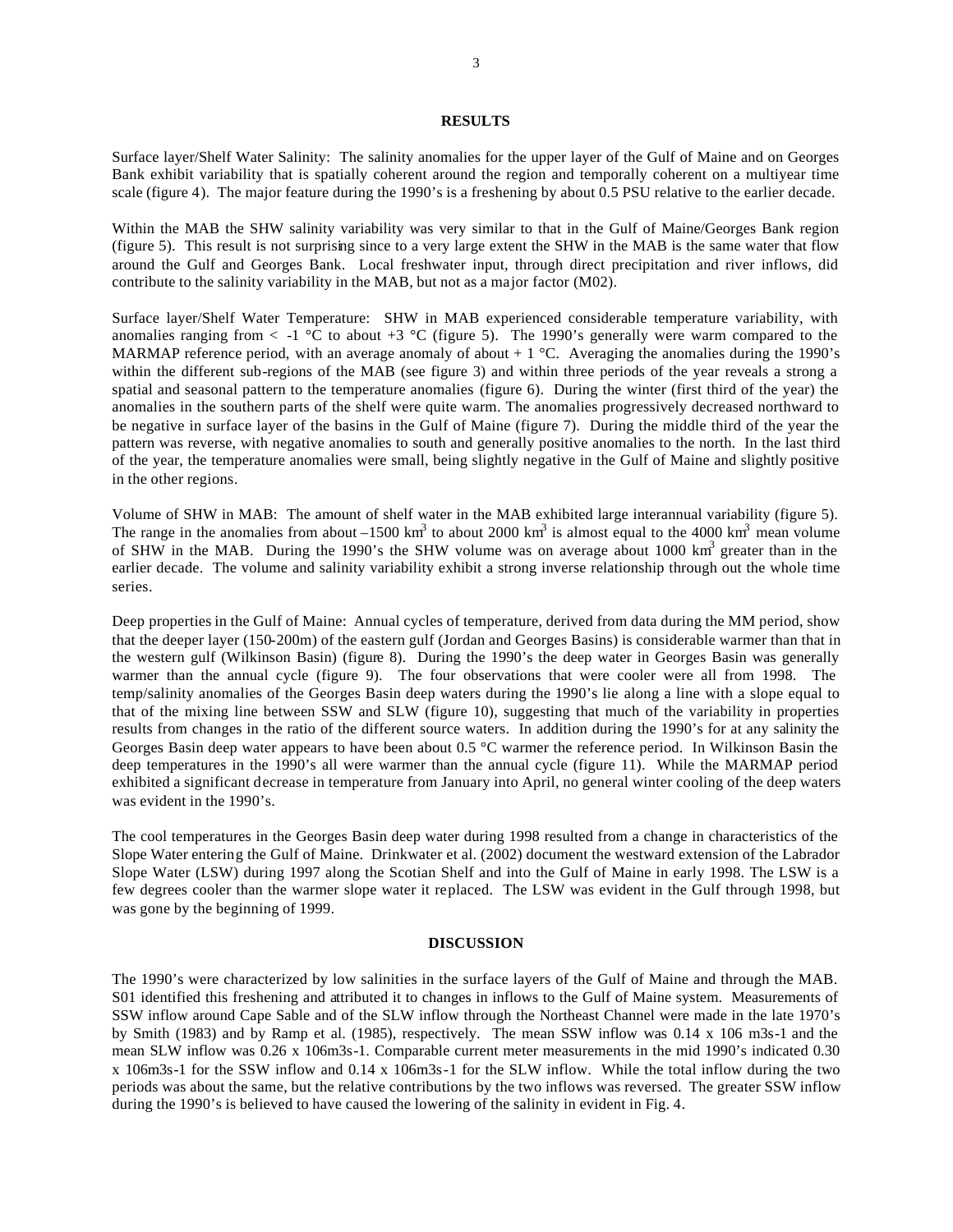## RESULTS

Surface layer/Shelf Water Salinity: The salinity anomalies for the upper layer of the Gulf of Maine and on Georges Bank exhibit variability that is spatially coherent around the region and temporally coherent on a multiyear time scale (figure 4). The major feature during the 1990's is a freshening by about 0.5 PSU relative to the earlier decade.

Within the MAB the SHW salinity variability was very similar to that in the Gulf of Maine/Georges Bank region (figure 5). This result is not surprising since to a very large extent the SHW in the MAB is the same water that flow around the Gulf and Georges Bank. Local freshwater input, through direct precipitation and river inflows, did contribute to the salinity variability in the MAB, but not as a major factor (M02).

Surface layer/Shelf Water Temperature: SHW in MAB experienced considerable temperature variability, with anomalies ranging from < -1 °C to about +3 °C (figure 5). The 1990's generally were warm compared to the MARMAP reference period, with an average anomaly of about + 1 °C. Averaging the anomalies during the 1990's within the different sub-regions of the MAB (see figure 3) and within three periods of the year reveals a strong a spatial and seasonal pattern to the temperature anomalies (figure 6). During the winter (first third of the year) the anomalies in the southern parts of the shelf were quite warm. The anomalies progressively decreased northward to be negative in surface layer of the basins in the Gulf of Maine (figure 7). During the middle third of the year the pattern was reverse, with negative anomalies to south and generally positive anomalies to the north. In the last third of the year, the temperature anomalies were small, being slightly negative in the Gulf of Maine and slightly positive in the other regions.

Volume of SHW in MAB: The amount of shelf water in the MAB exhibited large interannual variability (figure 5). The range in the anomalies from about –1500 km$^3$ to about 2000 km$^3$ is almost equal to the 4000 km$^3$ mean volume of SHW in the MAB. During the 1990's the SHW volume was on average about 1000 km$^3$ greater than in the earlier decade. The volume and salinity variability exhibit a strong inverse relationship through out the whole time series.

Deep properties in the Gulf of Maine: Annual cycles of temperature, derived from data during the MM period, show that the deeper layer (150-200m) of the eastern gulf (Jordan and Georges Basins) is considerable warmer than that in the western gulf (Wilkinson Basin) (figure 8). During the 1990's the deep water in Georges Basin was generally warmer than the annual cycle (figure 9). The four observations that were cooler were all from 1998. The temp/salinity anomalies of the Georges Basin deep waters during the 1990's lie along a line with a slope equal to that of the mixing line between SSW and SLW (figure 10), suggesting that much of the variability in properties results from changes in the ratio of the different source waters. In addition during the 1990's for at any salinity the Georges Basin deep water appears to have been about 0.5 °C warmer the reference period. In Wilkinson Basin the deep temperatures in the 1990's all were warmer than the annual cycle (figure 11). While the MARMAP period exhibited a significant decrease in temperature from January into April, no general winter cooling of the deep waters was evident in the 1990's.

The cool temperatures in the Georges Basin deep water during 1998 resulted from a change in characteristics of the Slope Water entering the Gulf of Maine. Drinkwater et al. (2002) document the westward extension of the Labrador Slope Water (LSW) during 1997 along the Scotian Shelf and into the Gulf of Maine in early 1998. The LSW is a few degrees cooler than the warmer slope water it replaced. The LSW was evident in the Gulf through 1998, but was gone by the beginning of 1999.

## DISCUSSION

The 1990's were characterized by low salinities in the surface layers of the Gulf of Maine and through the MAB. S01 identified this freshening and attributed it to changes in inflows to the Gulf of Maine system. Measurements of SSW inflow around Cape Sable and of the SLW inflow through the Northeast Channel were made in the late 1970's by Smith (1983) and by Ramp et al. (1985), respectively. The mean SSW inflow was 0.14 x 106 m3s-1 and the mean SLW inflow was 0.26 x 106m3s-1. Comparable current meter measurements in the mid 1990's indicated 0.30 x 106m3s-1 for the SSW inflow and 0.14 x 106m3s-1 for the SLW inflow. While the total inflow during the two periods was about the same, but the relative contributions by the two inflows was reversed. The greater SSW inflow during the 1990's is believed to have caused the lowering of the salinity in evident in Fig. 4.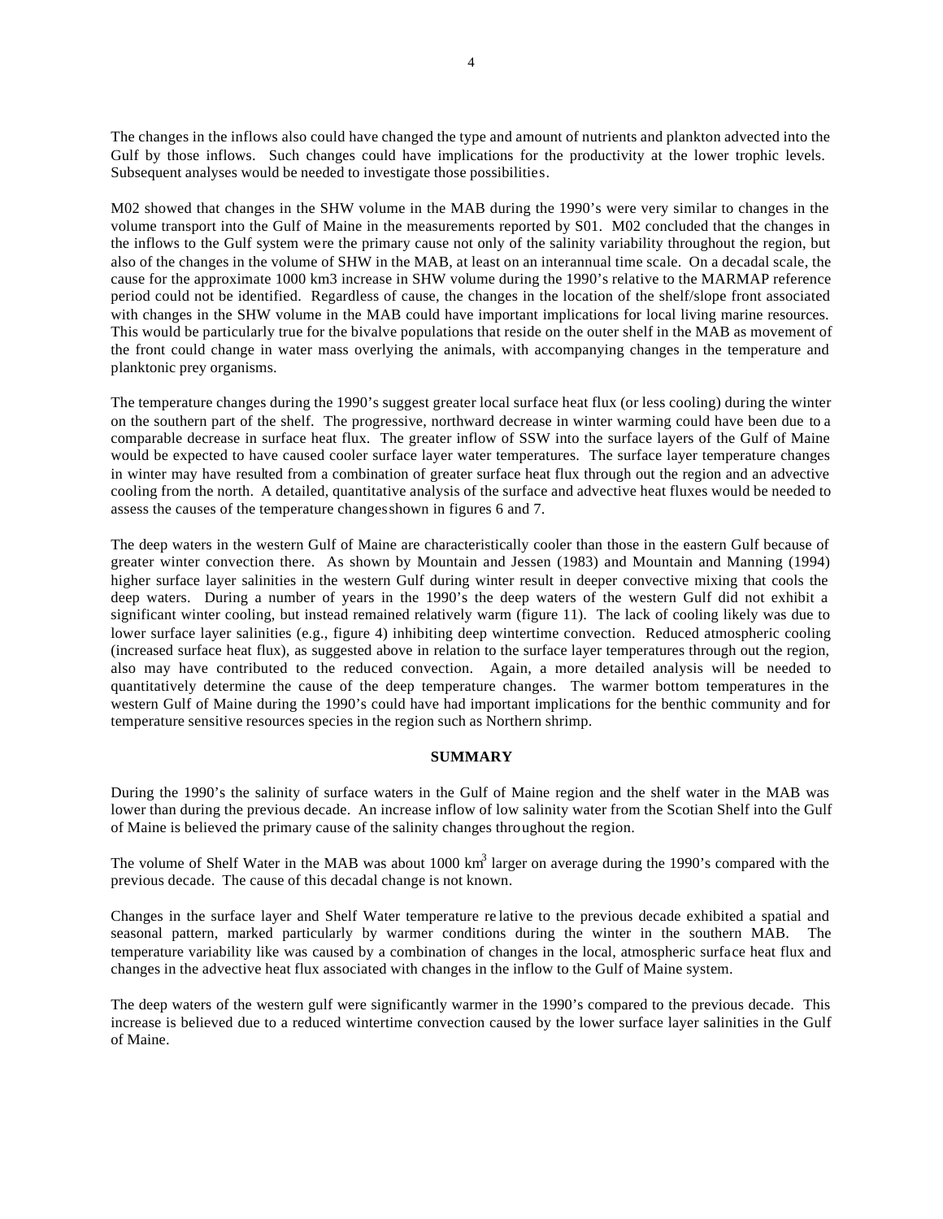The changes in the inflows also could have changed the type and amount of nutrients and plankton advected into the Gulf by those inflows. Such changes could have implications for the productivity at the lower trophic levels. Subsequent analyses would be needed to investigate those possibilities.

M02 showed that changes in the SHW volume in the MAB during the 1990's were very similar to changes in the volume transport into the Gulf of Maine in the measurements reported by S01. M02 concluded that the changes in the inflows to the Gulf system were the primary cause not only of the salinity variability throughout the region, but also of the changes in the volume of SHW in the MAB, at least on an interannual time scale. On a decadal scale, the cause for the approximate 1000 km3 increase in SHW volume during the 1990's relative to the MARMAP reference period could not be identified. Regardless of cause, the changes in the location of the shelf/slope front associated with changes in the SHW volume in the MAB could have important implications for local living marine resources. This would be particularly true for the bivalve populations that reside on the outer shelf in the MAB as movement of the front could change in water mass overlying the animals, with accompanying changes in the temperature and planktonic prey organisms.

The temperature changes during the 1990's suggest greater local surface heat flux (or less cooling) during the winter on the southern part of the shelf. The progressive, northward decrease in winter warming could have been due to a comparable decrease in surface heat flux. The greater inflow of SSW into the surface layers of the Gulf of Maine would be expected to have caused cooler surface layer water temperatures. The surface layer temperature changes in winter may have resulted from a combination of greater surface heat flux through out the region and an advective cooling from the north. A detailed, quantitative analysis of the surface and advective heat fluxes would be needed to assess the causes of the temperature changesshown in figures 6 and 7.

The deep waters in the western Gulf of Maine are characteristically cooler than those in the eastern Gulf because of greater winter convection there. As shown by Mountain and Jessen (1983) and Mountain and Manning (1994) higher surface layer salinities in the western Gulf during winter result in deeper convective mixing that cools the deep waters. During a number of years in the 1990's the deep waters of the western Gulf did not exhibit a significant winter cooling, but instead remained relatively warm (figure 11). The lack of cooling likely was due to lower surface layer salinities (e.g., figure 4) inhibiting deep wintertime convection. Reduced atmospheric cooling (increased surface heat flux), as suggested above in relation to the surface layer temperatures through out the region, also may have contributed to the reduced convection. Again, a more detailed analysis will be needed to quantitatively determine the cause of the deep temperature changes. The warmer bottom temperatures in the western Gulf of Maine during the 1990's could have had important implications for the benthic community and for temperature sensitive resources species in the region such as Northern shrimp.

## SUMMARY

During the 1990's the salinity of surface waters in the Gulf of Maine region and the shelf water in the MAB was lower than during the previous decade. An increase inflow of low salinity water from the Scotian Shelf into the Gulf of Maine is believed the primary cause of the salinity changes throughout the region.

The volume of Shelf Water in the MAB was about 1000 $km^3$ larger on average during the 1990's compared with the previous decade. The cause of this decadal change is not known.

Changes in the surface layer and Shelf Water temperature relative to the previous decade exhibited a spatial and seasonal pattern, marked particularly by warmer conditions during the winter in the southern MAB. The temperature variability like was caused by a combination of changes in the local, atmospheric surface heat flux and changes in the advective heat flux associated with changes in the inflow to the Gulf of Maine system.

The deep waters of the western gulf were significantly warmer in the 1990's compared to the previous decade. This increase is believed due to a reduced wintertime convection caused by the lower surface layer salinities in the Gulf of Maine.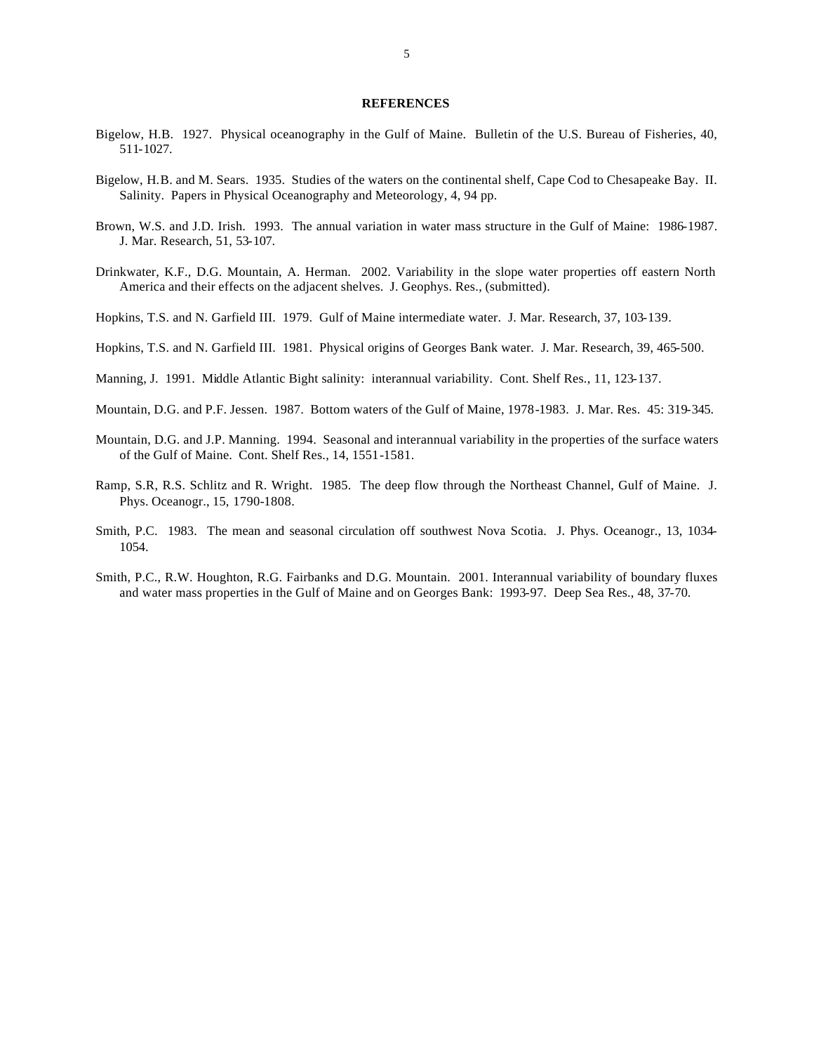## REFERENCES

Bigelow, H.B. 1927. Physical oceanography in the Gulf of Maine. Bulletin of the U.S. Bureau of Fisheries, 40, 511-1027.

Bigelow, H.B. and M. Sears. 1935. Studies of the waters on the continental shelf, Cape Cod to Chesapeake Bay. II. Salinity. Papers in Physical Oceanography and Meteorology, 4, 94 pp.

Brown, W.S. and J.D. Irish. 1993. The annual variation in water mass structure in the Gulf of Maine: 1986-1987. J. Mar. Research, 51, 53-107.

Drinkwater, K.F., D.G. Mountain, A. Herman. 2002. Variability in the slope water properties off eastern North America and their effects on the adjacent shelves. J. Geophys. Res., (submitted).

Hopkins, T.S. and N. Garfield III. 1979. Gulf of Maine intermediate water. J. Mar. Research, 37, 103-139.

Hopkins, T.S. and N. Garfield III. 1981. Physical origins of Georges Bank water. J. Mar. Research, 39, 465-500.

Manning, J. 1991. Middle Atlantic Bight salinity: interannual variability. Cont. Shelf Res., 11, 123-137.

Mountain, D.G. and P.F. Jessen. 1987. Bottom waters of the Gulf of Maine, 1978-1983. J. Mar. Res. 45: 319-345.

Mountain, D.G. and J.P. Manning. 1994. Seasonal and interannual variability in the properties of the surface waters of the Gulf of Maine. Cont. Shelf Res., 14, 1551-1581.

Ramp, S.R, R.S. Schlitz and R. Wright. 1985. The deep flow through the Northeast Channel, Gulf of Maine. J. Phys. Oceanogr., 15, 1790-1808.

Smith, P.C. 1983. The mean and seasonal circulation off southwest Nova Scotia. J. Phys. Oceanogr., 13, 1034-1054.

Smith, P.C., R.W. Houghton, R.G. Fairbanks and D.G. Mountain. 2001. Interannual variability of boundary fluxes and water mass properties in the Gulf of Maine and on Georges Bank: 1993-97. Deep Sea Res., 48, 37-70.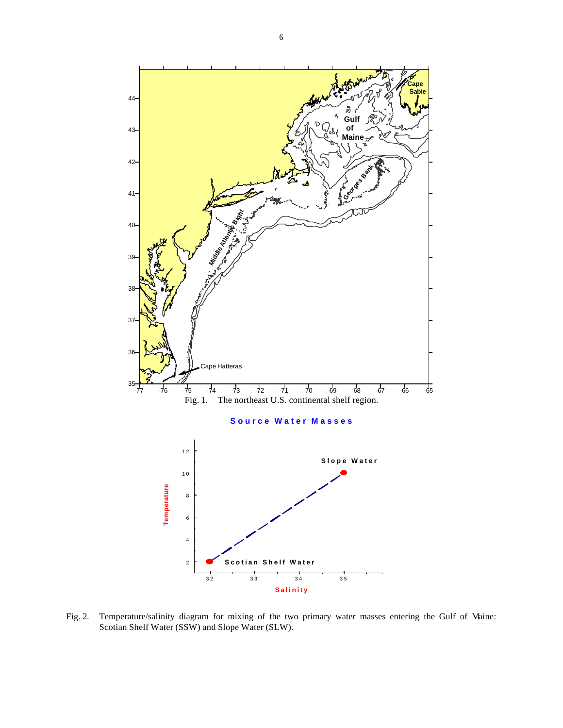Fig. 1. The northeast U.S. continental shelf region.

Fig. 2. Temperature/salinity diagram for mixing of the two primary water masses entering the Gulf of Maine: Scotian Shelf Water (SSW) and Slope Water (SLW).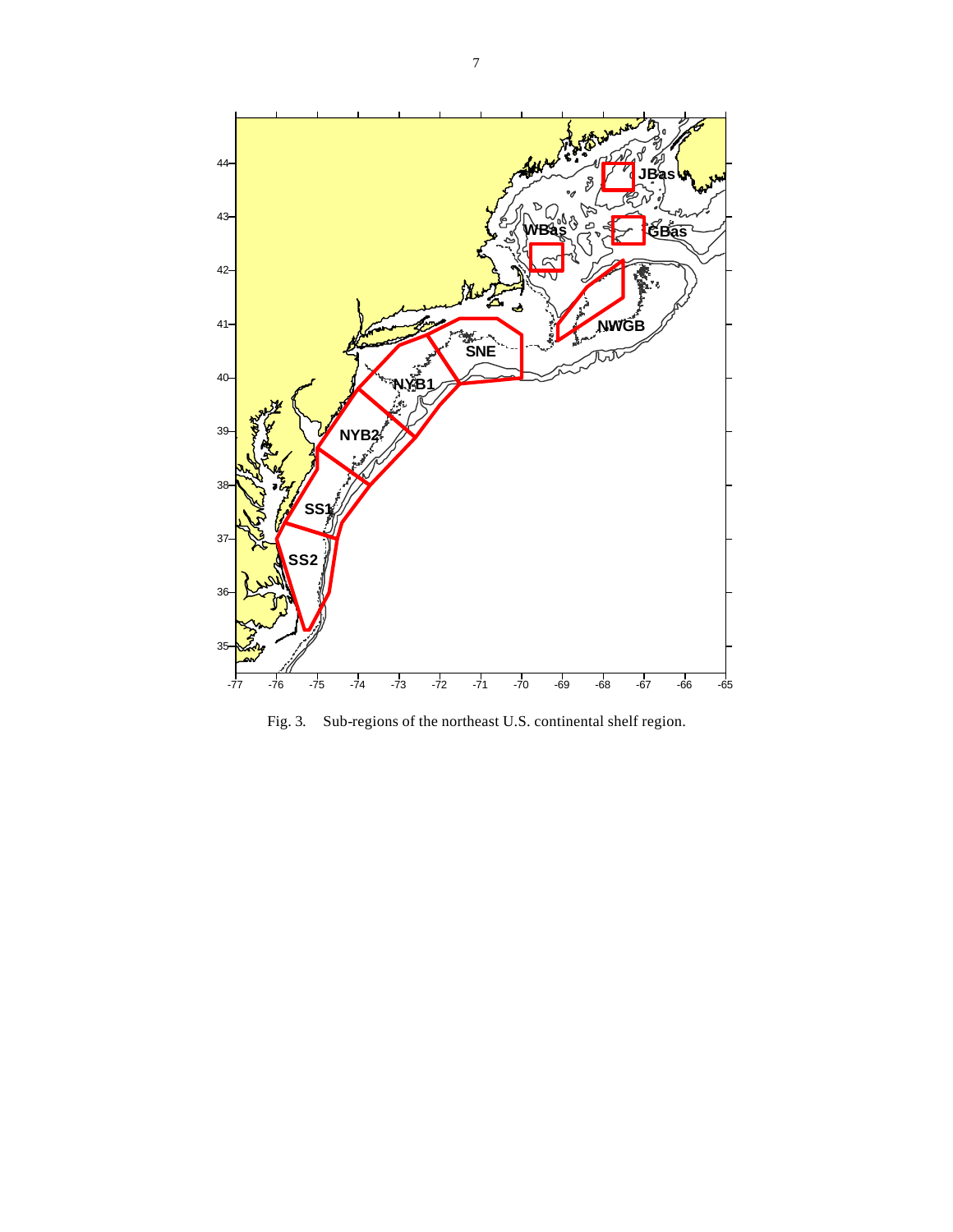Fig. 3. Sub-regions of the northeast U.S. continental shelf region.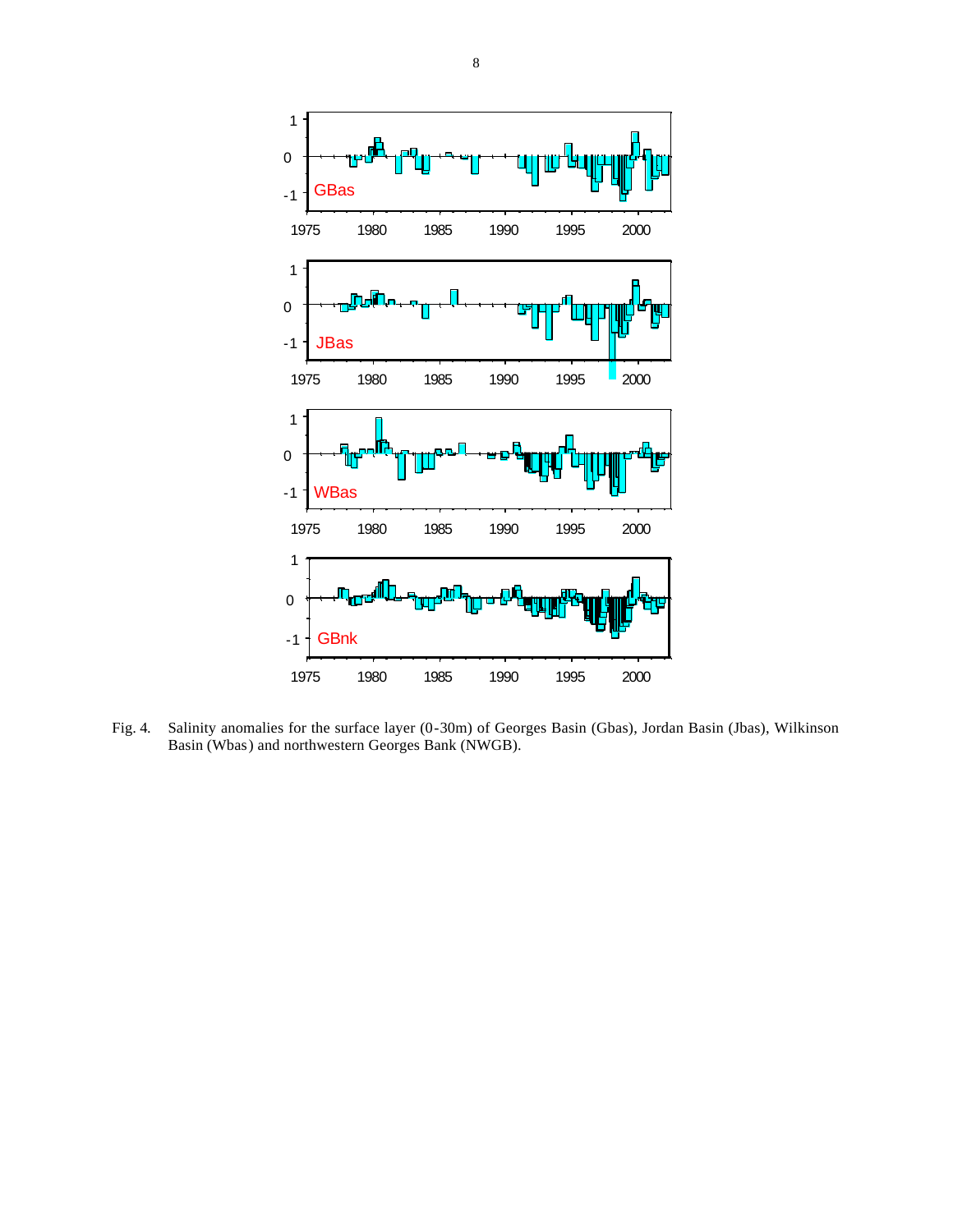Fig. 4. Salinity anomalies for the surface layer (0-30m) of Georges Basin (Gbas), Jordan Basin (Jbas), Wilkinson Basin (Wbas) and northwestern Georges Bank (NWGB).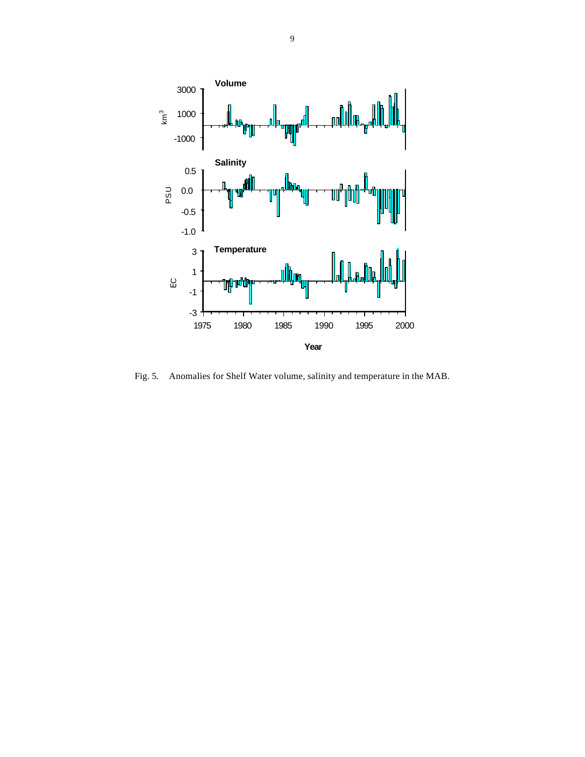Fig. 5. Anomalies for Shelf Water volume, salinity and temperature in the MAB.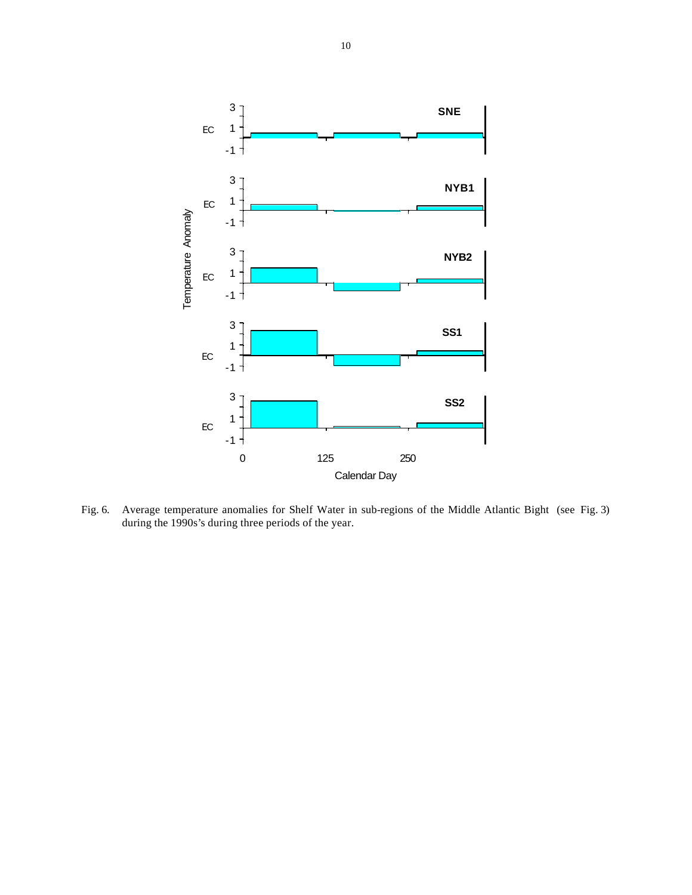Fig. 6. Average temperature anomalies for Shelf Water in sub-regions of the Middle Atlantic Bight (see Fig. 3) during the 1990s's during three periods of the year.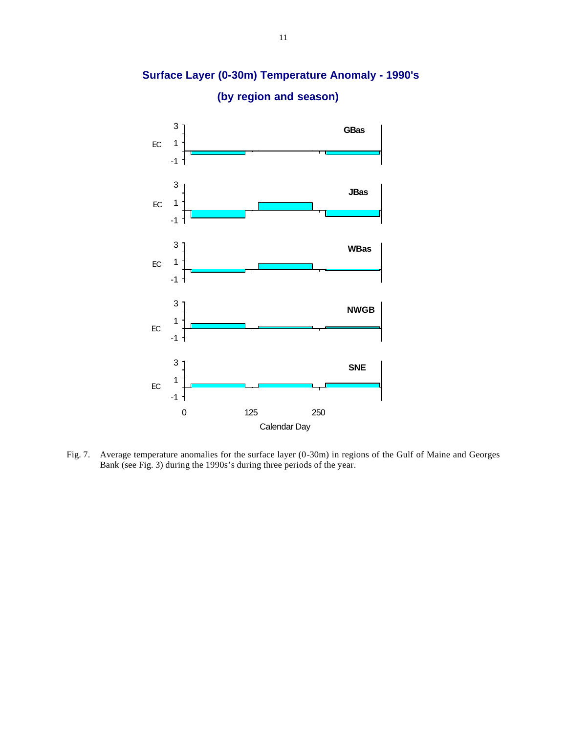## Surface Layer (0-30m) Temperature Anomaly - 1990's

## (by region and season)

GBas

JBas

WBas

NWGB

SNE

EC

Calendar Day

0 125 250

Fig. 7. Average temperature anomalies for the surface layer (0-30m) in regions of the Gulf of Maine and Georges Bank (see Fig. 3) during the 1990s's during three periods of the year.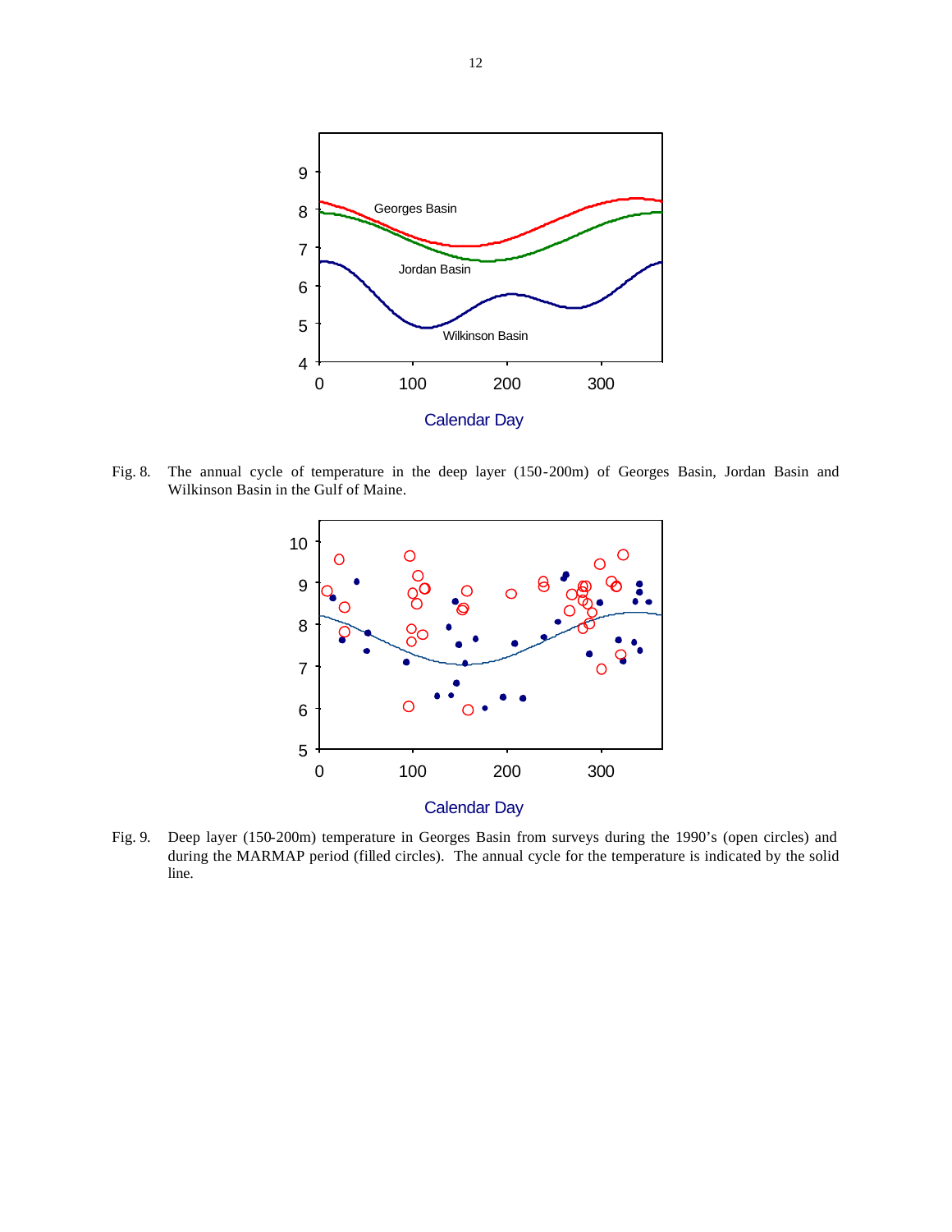Fig. 8. The annual cycle of temperature in the deep layer (150-200m) of Georges Basin, Jordan Basin and Wilkinson Basin in the Gulf of Maine.

Fig. 9. Deep layer (150-200m) temperature in Georges Basin from surveys during the 1990's (open circles) and during the MARMAP period (filled circles). The annual cycle for the temperature is indicated by the solid line.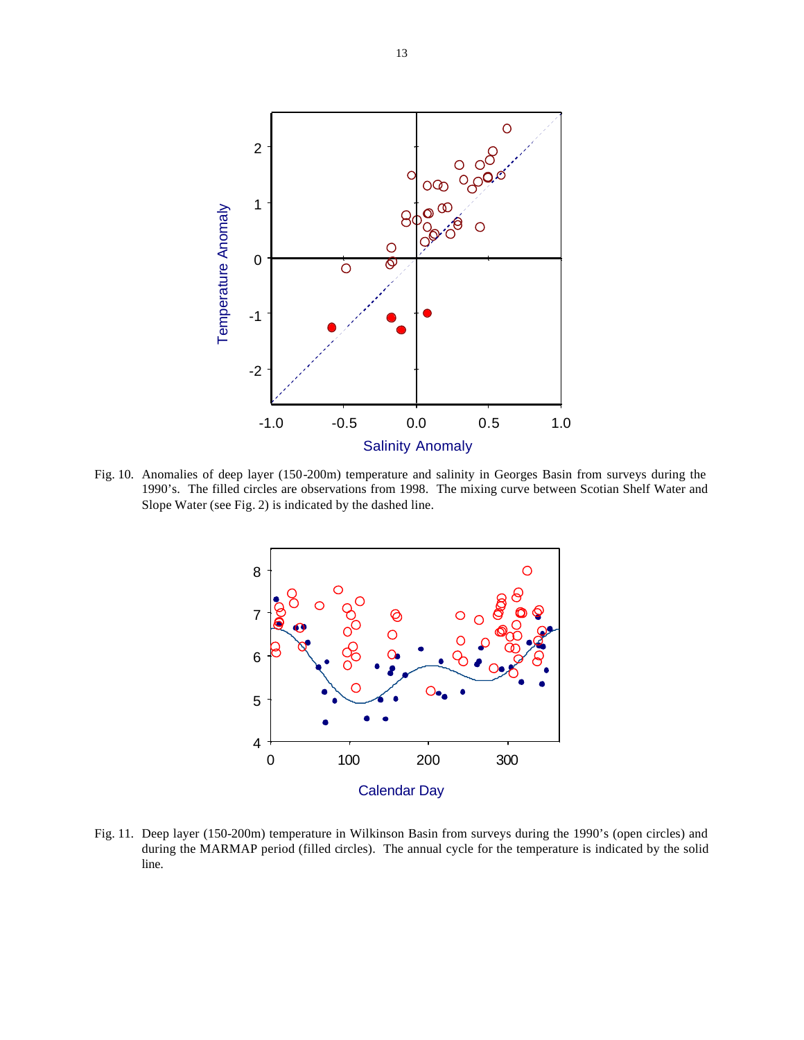Temperature Anomaly

2
1
0
-1
-2

-1.0 -0.5 0.0 0.5 1.0

Salinity Anomaly

Fig. 10. Anomalies of deep layer (150-200m) temperature and salinity in Georges Basin from surveys during the 1990's. The filled circles are observations from 1998. The mixing curve between Scotian Shelf Water and Slope Water (see Fig. 2) is indicated by the dashed line.

8
7
6
5
4

0 100 200 300

Calendar Day

Fig. 11. Deep layer (150-200m) temperature in Wilkinson Basin from surveys during the 1990's (open circles) and during the MARMAP period (filled circles). The annual cycle for the temperature is indicated by the solid line.